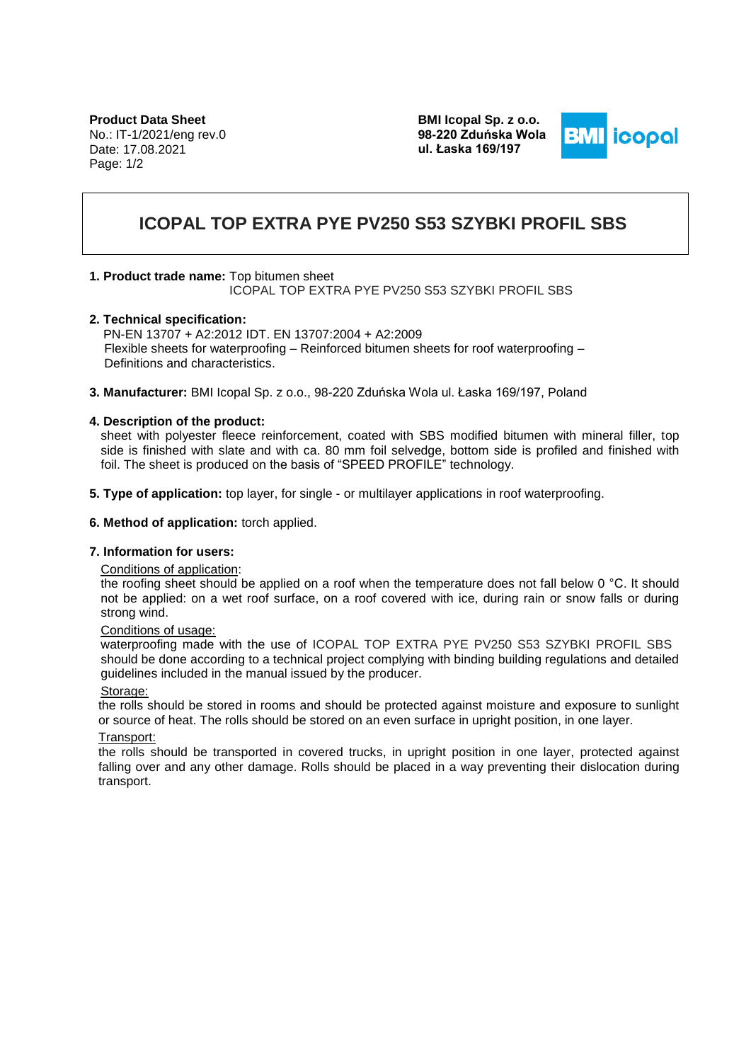**Product Data Sheet**
No.: IT-1/2021/eng rev.0
Date: 17.08.2021

**BMI Icopal Sp. z o.o.**
**98-220 Zduńska Wola**
**ul. Łaska 169/197**

# ICOPAL TOP EXTRA PYE PV250 S53 SZYBKI PROFIL SBS

**1. Product trade name:** Top bitumen sheet
ICOPAL TOP EXTRA PYE PV250 S53 SZYBKI PROFIL SBS

**2. Technical specification:**
PN-EN 13707 + A2:2012 IDT. EN 13707:2004 + A2:2009
Flexible sheets for waterproofing – Reinforced bitumen sheets for roof waterproofing – Definitions and characteristics.

**3. Manufacturer:** BMI Icopal Sp. z o.o., 98-220 Zduńska Wola ul. Łaska 169/197, Poland

**4. Description of the product:**
sheet with polyester fleece reinforcement, coated with SBS modified bitumen with mineral filler, top side is finished with slate and with ca. 80 mm foil selvedge, bottom side is profiled and finished with foil. The sheet is produced on the basis of "SPEED PROFILE" technology.

**5. Type of application:** top layer, for single - or multilayer applications in roof waterproofing.

**6. Method of application:** torch applied.

**7. Information for users:**

Conditions of application:
the roofing sheet should be applied on a roof when the temperature does not fall below 0 °C. It should not be applied: on a wet roof surface, on a roof covered with ice, during rain or snow falls or during strong wind.

Conditions of usage:
waterproofing made with the use of ICOPAL TOP EXTRA PYE PV250 S53 SZYBKI PROFIL SBS should be done according to a technical project complying with binding building regulations and detailed guidelines included in the manual issued by the producer.

Storage:
the rolls should be stored in rooms and should be protected against moisture and exposure to sunlight or source of heat. The rolls should be stored on an even surface in upright position, in one layer.

Transport:
the rolls should be transported in covered trucks, in upright position in one layer, protected against falling over and any other damage. Rolls should be placed in a way preventing their dislocation during transport.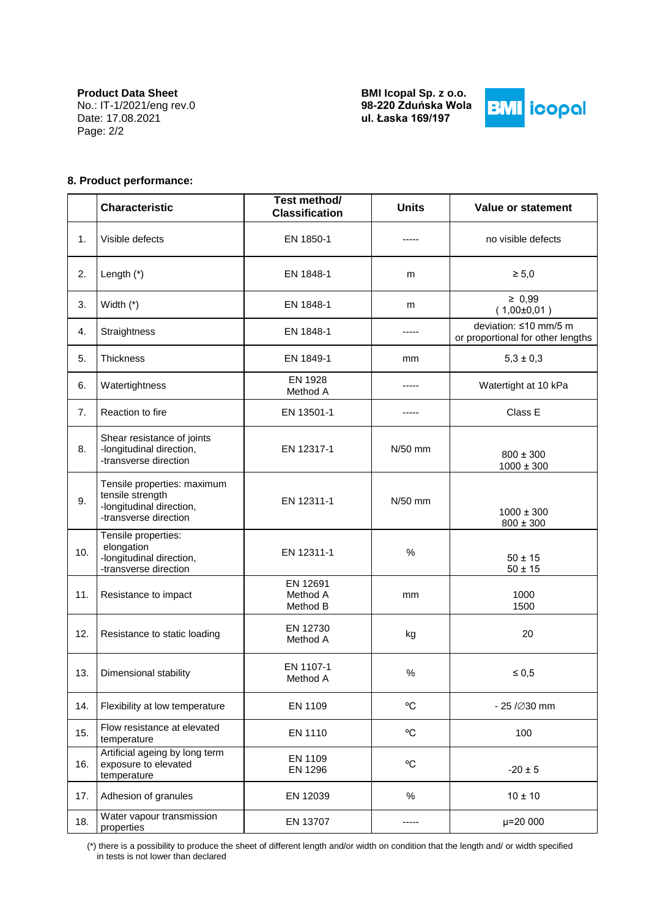**Product Data Sheet**
No.: IT-1/2021/eng rev.0
Date: 17.08.2021
Page: 2/2

**BMI Icopal Sp. z o.o.**
**98-220 Zduńska Wola**
**ul. Łaska 169/197**

## 8. Product performance:

| | Characteristic | Test method/ Classification | Units | Value or statement |
|---|---|---|---|---|
| 1. | Visible defects | EN 1850-1 | ----- | no visible defects |
| 2. | Length (*) | EN 1848-1 | m | ≥ 5,0 |
| 3. | Width (*) | EN 1848-1 | m | ≥ 0,99 ( 1,00±0,01 ) |
| 4. | Straightness | EN 1848-1 | ----- | deviation: ≤10 mm/5 m or proportional for other lengths |
| 5. | Thickness | EN 1849-1 | mm | 5,3 ± 0,3 |
| 6. | Watertightness | EN 1928 Method A | ----- | Watertight at 10 kPa |
| 7. | Reaction to fire | EN 13501-1 | ----- | Class E |
| 8. | Shear resistance of joints -longitudinal direction, -transverse direction | EN 12317-1 | N/50 mm | 800 ± 300<br>1000 ± 300 |
| 9. | Tensile properties: maximum tensile strength -longitudinal direction, -transverse direction | EN 12311-1 | N/50 mm | 1000 ± 300<br>800 ± 300 |
| 10. | Tensile properties: elongation -longitudinal direction, -transverse direction | EN 12311-1 | % | 50 ± 15<br>50 ± 15 |
| 11. | Resistance to impact | EN 12691 Method A Method B | mm | 1000<br>1500 |
| 12. | Resistance to static loading | EN 12730 Method A | kg | 20 |
| 13. | Dimensional stability | EN 1107-1 Method A | % | ≤ 0,5 |
| 14. | Flexibility at low temperature | EN 1109 | °C | - 25 /∅30 mm |
| 15. | Flow resistance at elevated temperature | EN 1110 | °C | 100 |
| 16. | Artificial ageing by long term exposure to elevated temperature | EN 1109 EN 1296 | °C | -20 ± 5 |
| 17. | Adhesion of granules | EN 12039 | % | 10 ± 10 |
| 18. | Water vapour transmission properties | EN 13707 | ----- | μ=20 000 |

(*) there is a possibility to produce the sheet of different length and/or width on condition that the length and/ or width specified in tests is not lower than declared